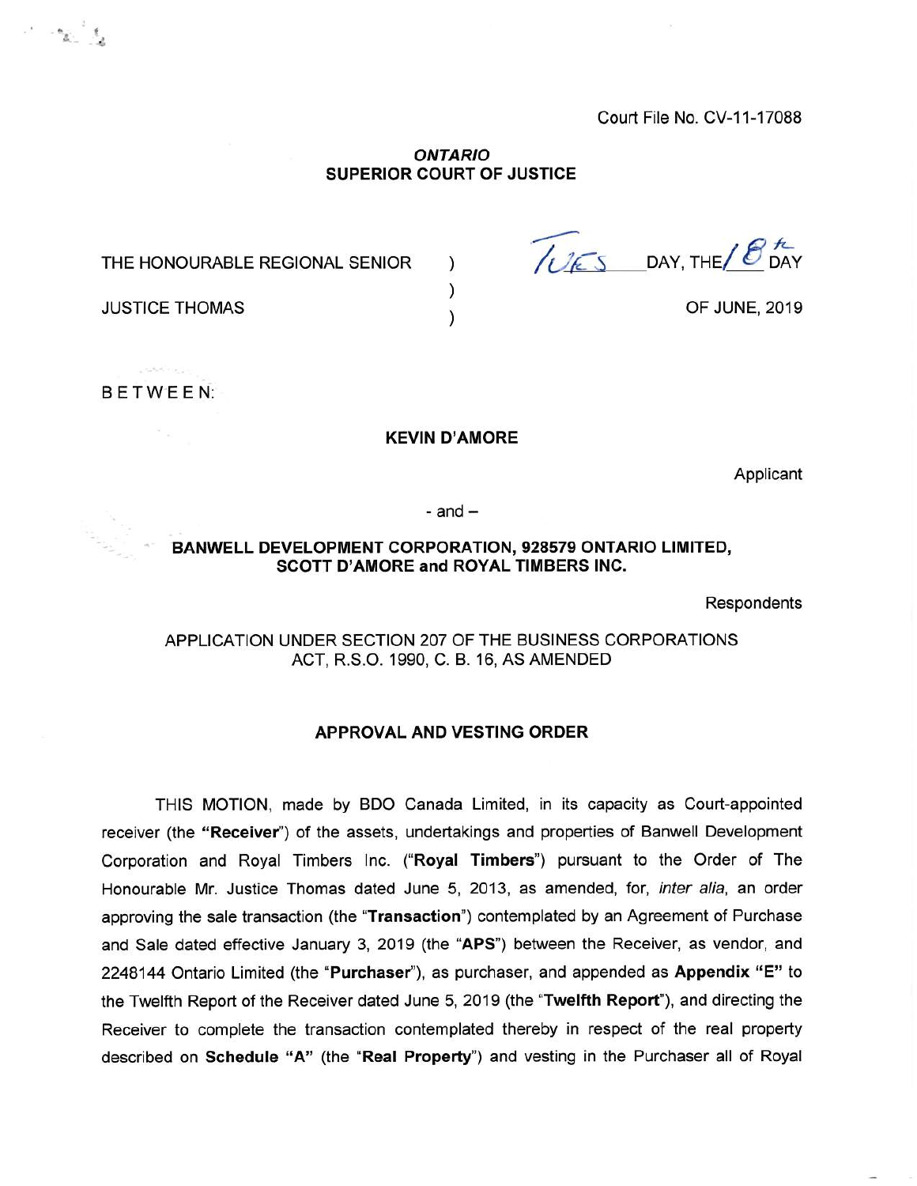Court File No. CV-11-17088

***ONTARIO***
**SUPERIOR COURT OF JUSTICE**

THE HONOURABLE REGIONAL SENIOR ) TUES DAY, THE 18th DAY
)
JUSTICE THOMAS ) OF JUNE, 2019

BETWEEN:

**KEVIN D'AMORE**

Applicant

- and –

**BANWELL DEVELOPMENT CORPORATION, 928579 ONTARIO LIMITED, SCOTT D'AMORE and ROYAL TIMBERS INC.**

Respondents

APPLICATION UNDER SECTION 207 OF THE BUSINESS CORPORATIONS ACT, R.S.O. 1990, C. B. 16, AS AMENDED

**APPROVAL AND VESTING ORDER**

THIS MOTION, made by BDO Canada Limited, in its capacity as Court-appointed receiver (the "**Receiver**") of the assets, undertakings and properties of Banwell Development Corporation and Royal Timbers Inc. ("**Royal Timbers**") pursuant to the Order of The Honourable Mr. Justice Thomas dated June 5, 2013, as amended, for, *inter alia*, an order approving the sale transaction (the "**Transaction**") contemplated by an Agreement of Purchase and Sale dated effective January 3, 2019 (the "**APS**") between the Receiver, as vendor, and 2248144 Ontario Limited (the "**Purchaser**"), as purchaser, and appended as **Appendix "E"** to the Twelfth Report of the Receiver dated June 5, 2019 (the "**Twelfth Report**"), and directing the Receiver to complete the transaction contemplated thereby in respect of the real property described on **Schedule "A"** (the "**Real Property**") and vesting in the Purchaser all of Royal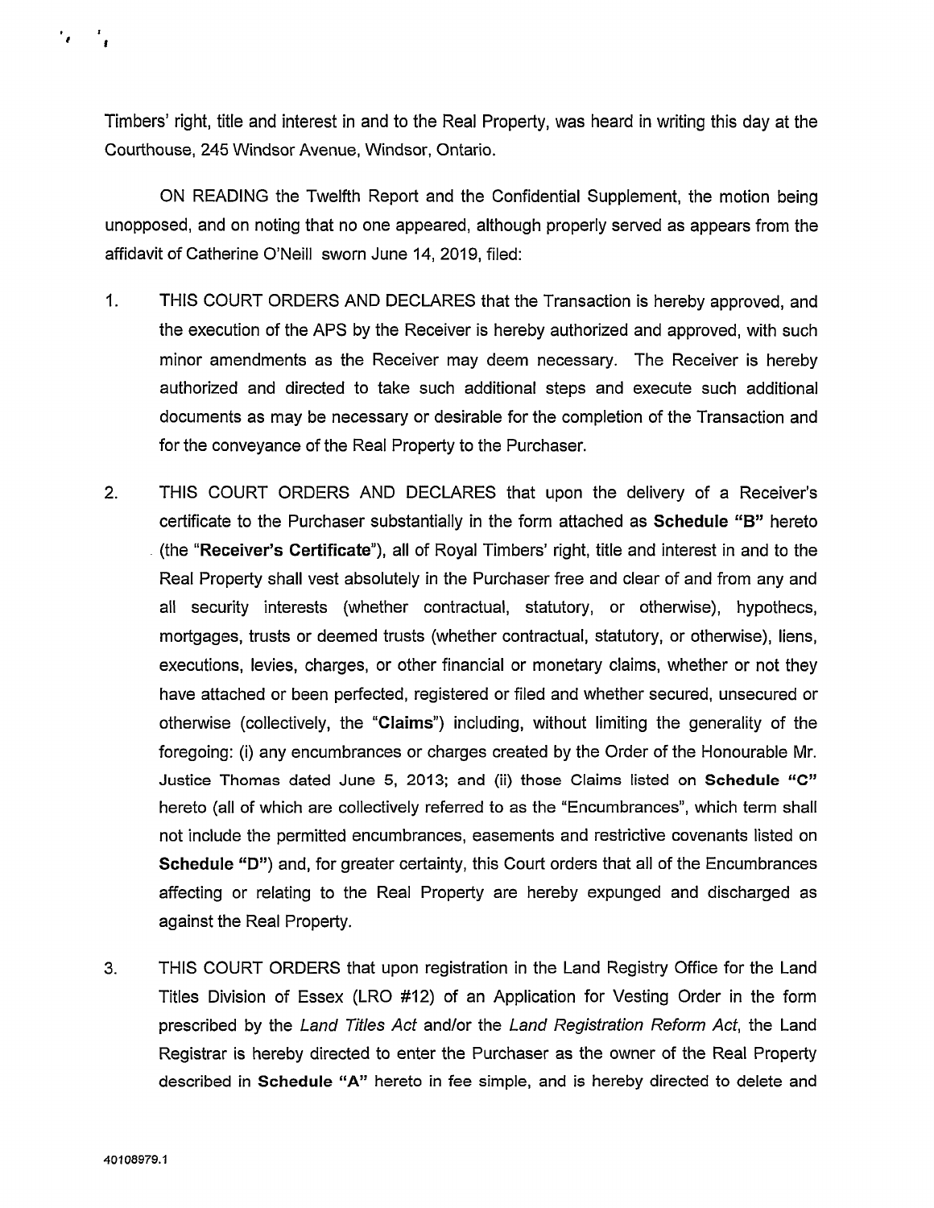Timbers' right, title and interest in and to the Real Property, was heard in writing this day at the Courthouse, 245 Windsor Avenue, Windsor, Ontario.

ON READING the Twelfth Report and the Confidential Supplement, the motion being unopposed, and on noting that no one appeared, although properly served as appears from the affidavit of Catherine O'Neill sworn June 14, 2019, filed:

1. THIS COURT ORDERS AND DECLARES that the Transaction is hereby approved, and the execution of the APS by the Receiver is hereby authorized and approved, with such minor amendments as the Receiver may deem necessary. The Receiver is hereby authorized and directed to take such additional steps and execute such additional documents as may be necessary or desirable for the completion of the Transaction and for the conveyance of the Real Property to the Purchaser.

2. THIS COURT ORDERS AND DECLARES that upon the delivery of a Receiver's certificate to the Purchaser substantially in the form attached as **Schedule "B"** hereto (the "**Receiver's Certificate**"), all of Royal Timbers' right, title and interest in and to the Real Property shall vest absolutely in the Purchaser free and clear of and from any and all security interests (whether contractual, statutory, or otherwise), hypothecs, mortgages, trusts or deemed trusts (whether contractual, statutory, or otherwise), liens, executions, levies, charges, or other financial or monetary claims, whether or not they have attached or been perfected, registered or filed and whether secured, unsecured or otherwise (collectively, the "**Claims**") including, without limiting the generality of the foregoing: (i) any encumbrances or charges created by the Order of the Honourable Mr. Justice Thomas dated June 5, 2013; and (ii) those Claims listed on **Schedule "C"** hereto (all of which are collectively referred to as the "Encumbrances", which term shall not include the permitted encumbrances, easements and restrictive covenants listed on **Schedule "D"**) and, for greater certainty, this Court orders that all of the Encumbrances affecting or relating to the Real Property are hereby expunged and discharged as against the Real Property.

3. THIS COURT ORDERS that upon registration in the Land Registry Office for the Land Titles Division of Essex (LRO #12) of an Application for Vesting Order in the form prescribed by the *Land Titles Act* and/or the *Land Registration Reform Act*, the Land Registrar is hereby directed to enter the Purchaser as the owner of the Real Property described in **Schedule "A"** hereto in fee simple, and is hereby directed to delete and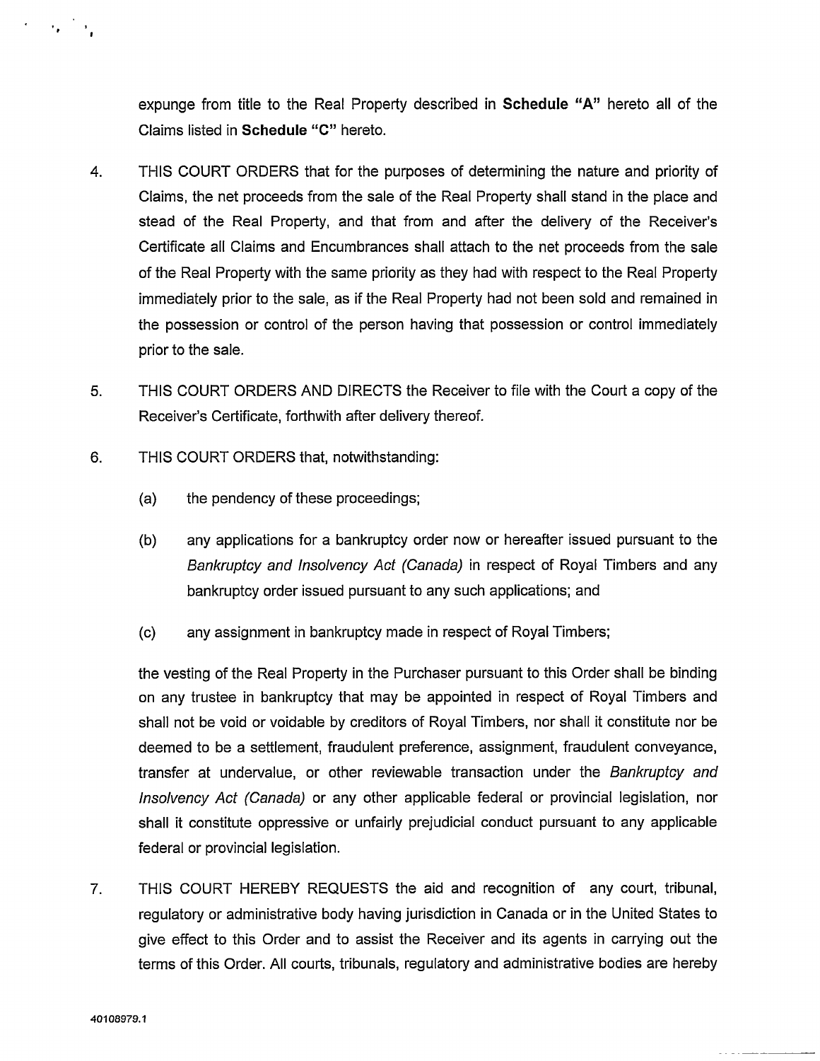expunge from title to the Real Property described in **Schedule "A"** hereto all of the Claims listed in **Schedule "C"** hereto.

4. THIS COURT ORDERS that for the purposes of determining the nature and priority of Claims, the net proceeds from the sale of the Real Property shall stand in the place and stead of the Real Property, and that from and after the delivery of the Receiver's Certificate all Claims and Encumbrances shall attach to the net proceeds from the sale of the Real Property with the same priority as they had with respect to the Real Property immediately prior to the sale, as if the Real Property had not been sold and remained in the possession or control of the person having that possession or control immediately prior to the sale.

5. THIS COURT ORDERS AND DIRECTS the Receiver to file with the Court a copy of the Receiver's Certificate, forthwith after delivery thereof.

6. THIS COURT ORDERS that, notwithstanding:

   (a) the pendency of these proceedings;

   (b) any applications for a bankruptcy order now or hereafter issued pursuant to the *Bankruptcy and Insolvency Act (Canada)* in respect of Royal Timbers and any bankruptcy order issued pursuant to any such applications; and

   (c) any assignment in bankruptcy made in respect of Royal Timbers;

   the vesting of the Real Property in the Purchaser pursuant to this Order shall be binding on any trustee in bankruptcy that may be appointed in respect of Royal Timbers and shall not be void or voidable by creditors of Royal Timbers, nor shall it constitute nor be deemed to be a settlement, fraudulent preference, assignment, fraudulent conveyance, transfer at undervalue, or other reviewable transaction under the *Bankruptcy and Insolvency Act (Canada)* or any other applicable federal or provincial legislation, nor shall it constitute oppressive or unfairly prejudicial conduct pursuant to any applicable federal or provincial legislation.

7. THIS COURT HEREBY REQUESTS the aid and recognition of any court, tribunal, regulatory or administrative body having jurisdiction in Canada or in the United States to give effect to this Order and to assist the Receiver and its agents in carrying out the terms of this Order. All courts, tribunals, regulatory and administrative bodies are hereby

40108979.1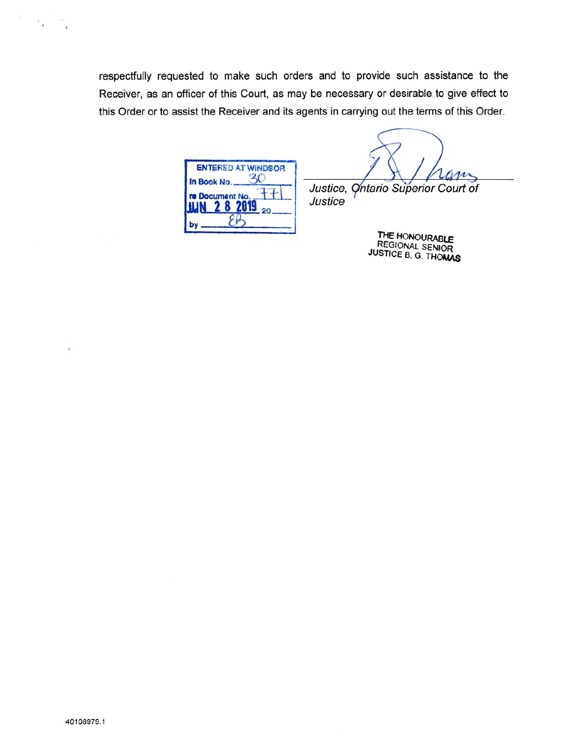respectfully requested to make such orders and to provide such assistance to the Receiver, as an officer of this Court, as may be necessary or desirable to give effect to this Order or to assist the Receiver and its agents in carrying out the terms of this Order.

ENTERED AT WINDSOR
In Book No. 30
re Document No. 771
JUN 28 2019
by EB

_______________________________
*Justice, Ontario Superior Court of Justice*

THE HONOURABLE
REGIONAL SENIOR
JUSTICE B. G. THOMAS

40108979.1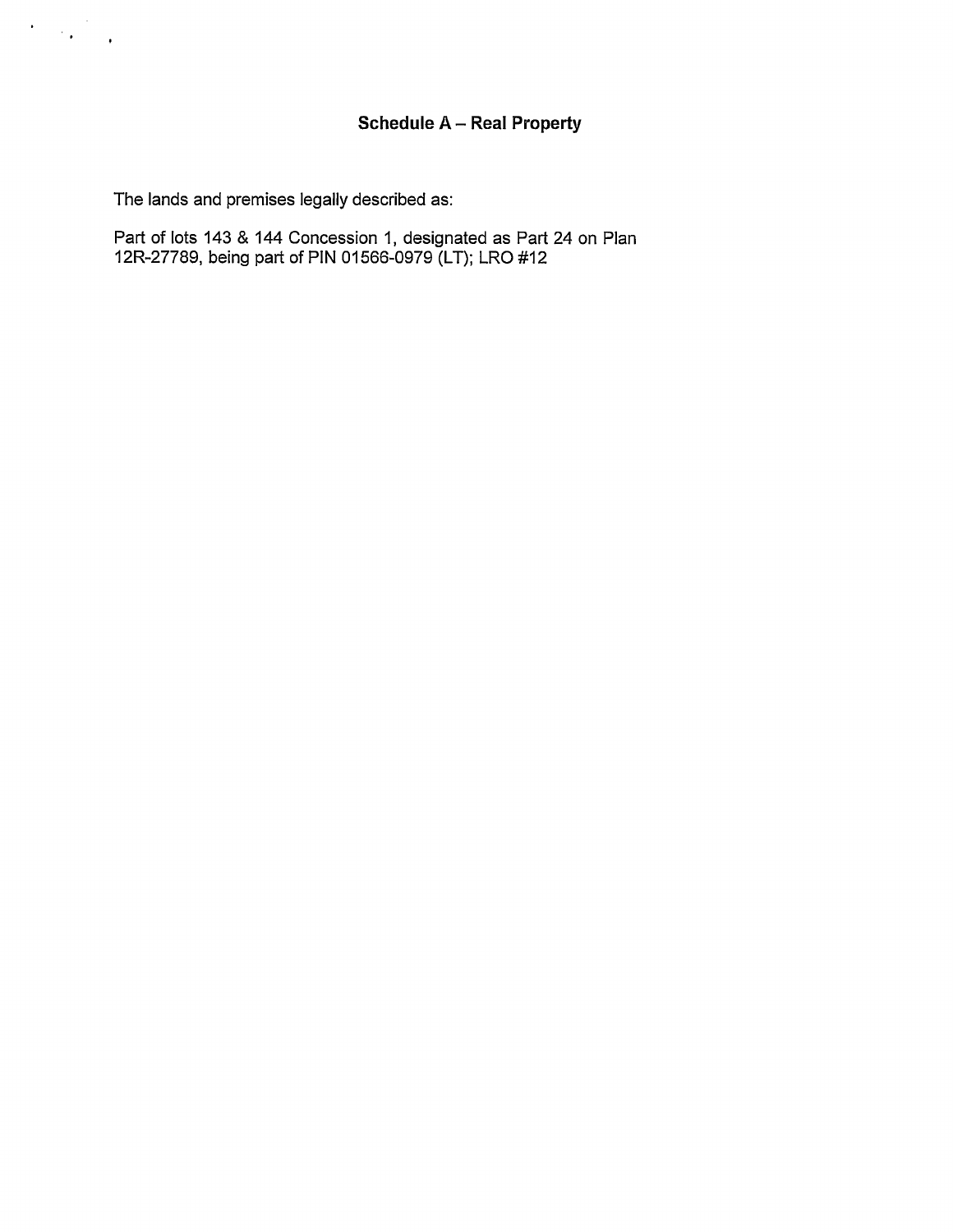## Schedule A – Real Property

The lands and premises legally described as:

Part of lots 143 & 144 Concession 1, designated as Part 24 on Plan 12R-27789, being part of PIN 01566-0979 (LT); LRO #12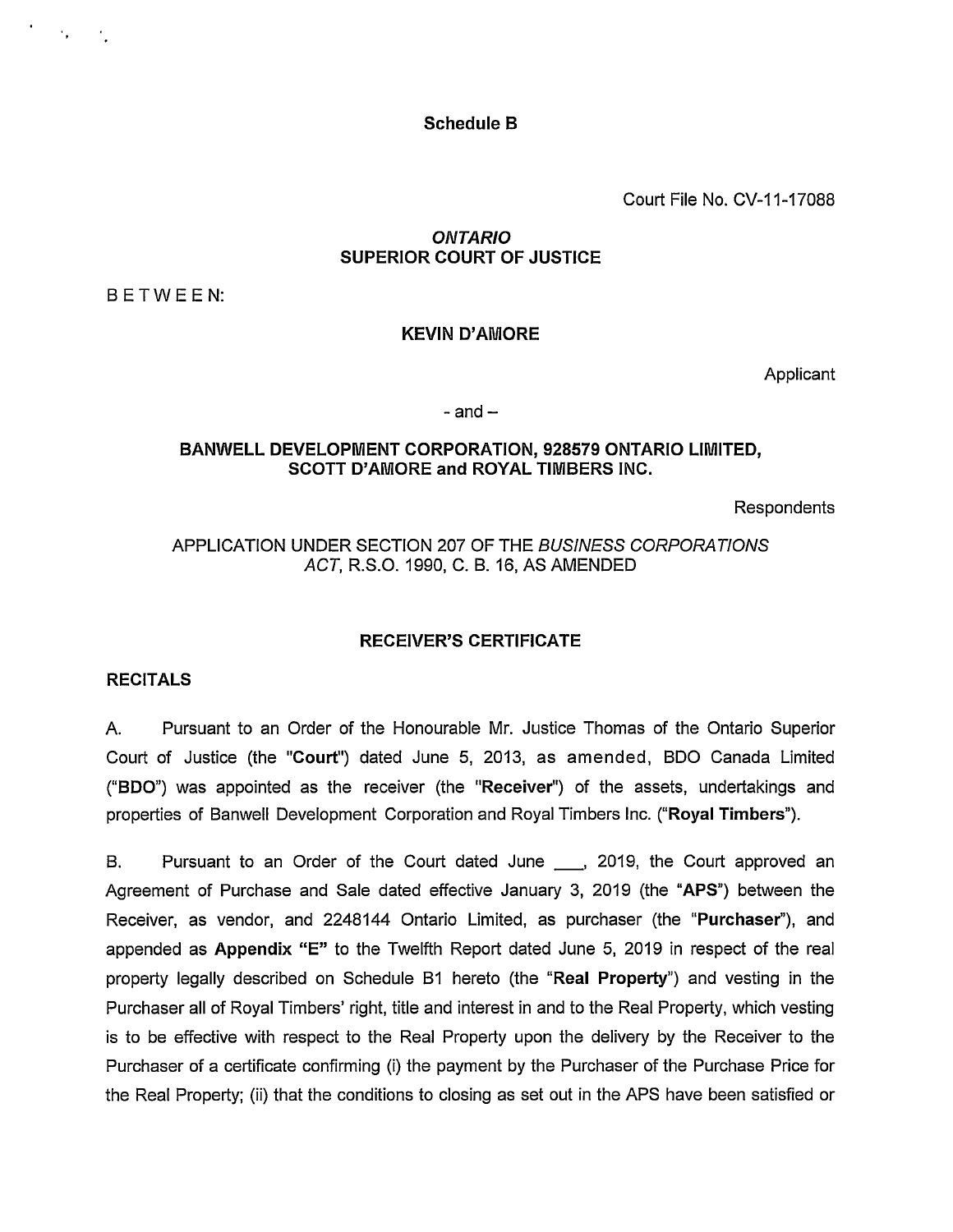**Schedule B**

Court File No. CV-11-17088

***ONTARIO***
**SUPERIOR COURT OF JUSTICE**

BETWEEN:

**KEVIN D'AMORE**

Applicant

- and –

**BANWELL DEVELOPMENT CORPORATION, 928579 ONTARIO LIMITED, SCOTT D'AMORE and ROYAL TIMBERS INC.**

Respondents

APPLICATION UNDER SECTION 207 OF THE *BUSINESS CORPORATIONS ACT*, R.S.O. 1990, C. B. 16, AS AMENDED

**RECEIVER'S CERTIFICATE**

**RECITALS**

A. Pursuant to an Order of the Honourable Mr. Justice Thomas of the Ontario Superior Court of Justice (the "**Court**") dated June 5, 2013, as amended, BDO Canada Limited ("**BDO**") was appointed as the receiver (the "**Receiver**") of the assets, undertakings and properties of Banwell Development Corporation and Royal Timbers Inc. ("**Royal Timbers**").

B. Pursuant to an Order of the Court dated June \_\_\_\_, 2019, the Court approved an Agreement of Purchase and Sale dated effective January 3, 2019 (the "**APS**") between the Receiver, as vendor, and 2248144 Ontario Limited, as purchaser (the "**Purchaser**"), and appended as **Appendix "E"** to the Twelfth Report dated June 5, 2019 in respect of the real property legally described on Schedule B1 hereto (the "**Real Property**") and vesting in the Purchaser all of Royal Timbers' right, title and interest in and to the Real Property, which vesting is to be effective with respect to the Real Property upon the delivery by the Receiver to the Purchaser of a certificate confirming (i) the payment by the Purchaser of the Purchase Price for the Real Property; (ii) that the conditions to closing as set out in the APS have been satisfied or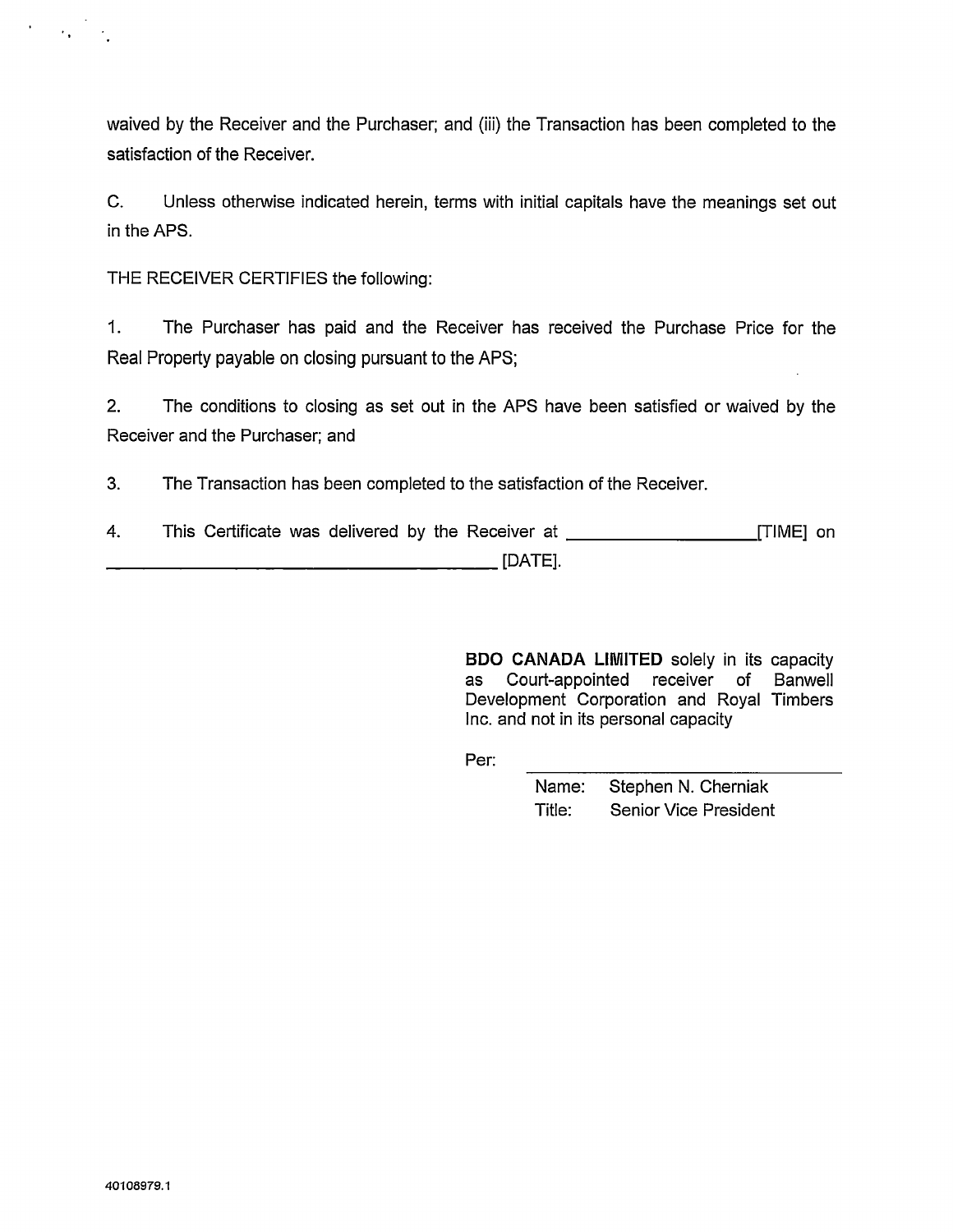waived by the Receiver and the Purchaser; and (iii) the Transaction has been completed to the satisfaction of the Receiver.

C. Unless otherwise indicated herein, terms with initial capitals have the meanings set out in the APS.

THE RECEIVER CERTIFIES the following:

1. The Purchaser has paid and the Receiver has received the Purchase Price for the Real Property payable on closing pursuant to the APS;

2. The conditions to closing as set out in the APS have been satisfied or waived by the Receiver and the Purchaser; and

3. The Transaction has been completed to the satisfaction of the Receiver.

4. This Certificate was delivered by the Receiver at ____________________ [TIME] on ______________________________________________ [DATE].

**BDO CANADA LIMITED** solely in its capacity as Court-appointed receiver of Banwell Development Corporation and Royal Timbers Inc. and not in its personal capacity

Per: ______________________________

Name: Stephen N. Cherniak
Title: Senior Vice President

40108979.1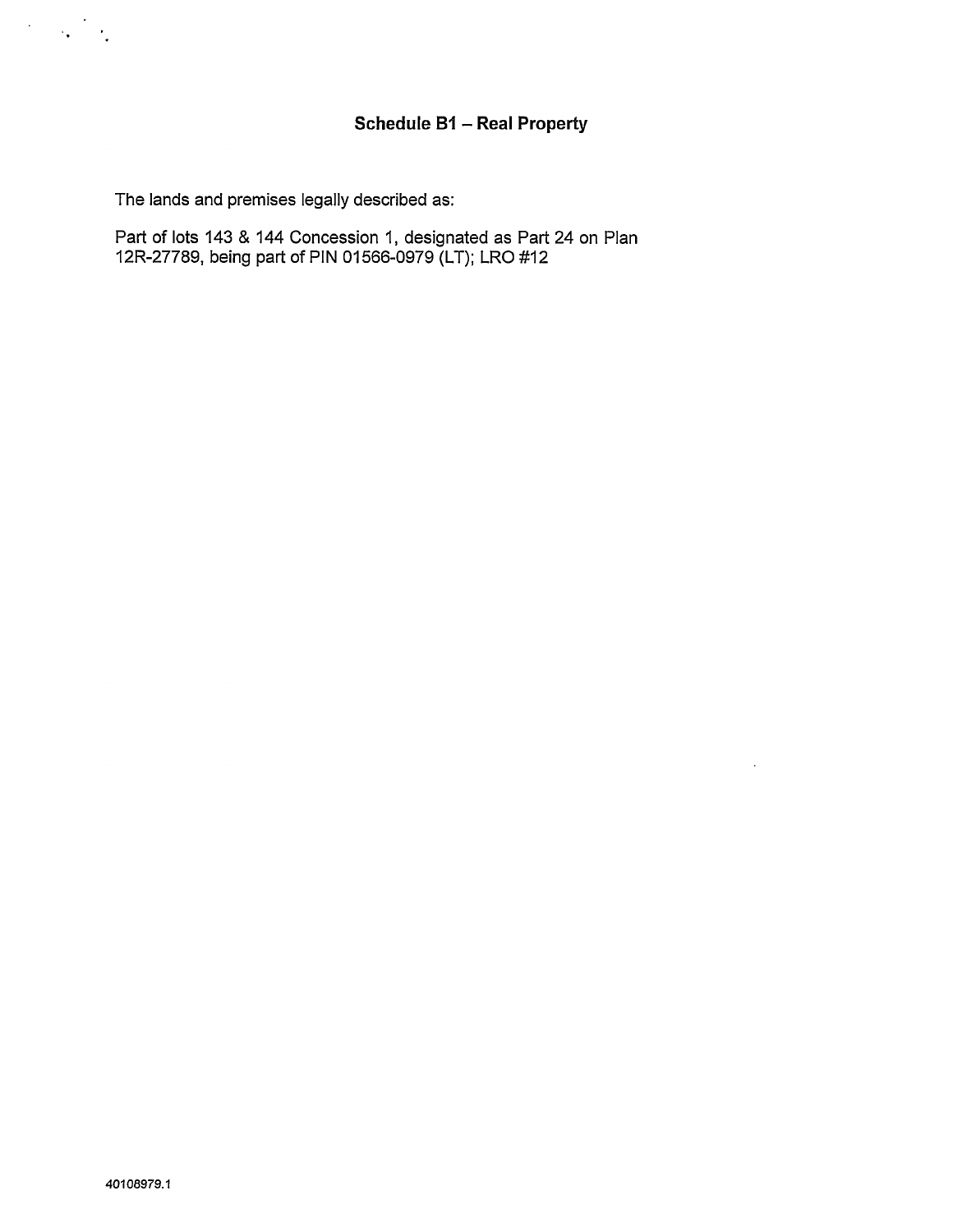## Schedule B1 – Real Property

The lands and premises legally described as:

Part of lots 143 & 144 Concession 1, designated as Part 24 on Plan 12R-27789, being part of PIN 01566-0979 (LT); LRO #12

40108979.1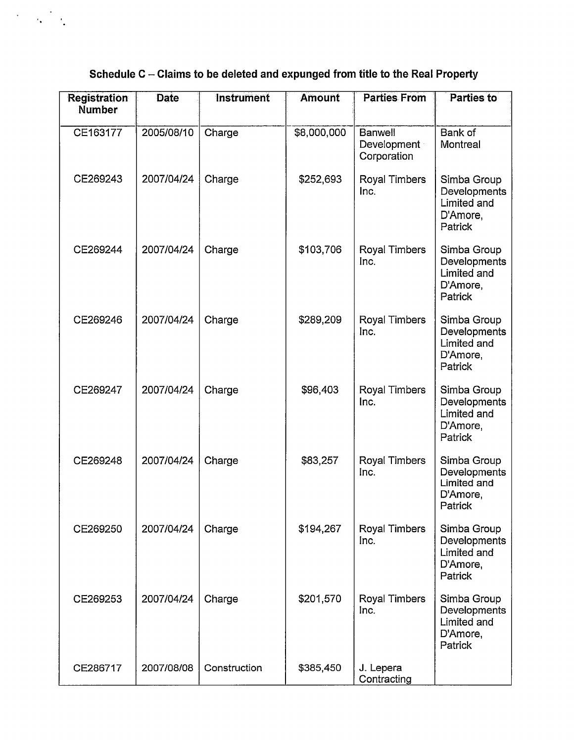**Schedule C – Claims to be deleted and expunged from title to the Real Property**

| Registration Number | Date | Instrument | Amount | Parties From | Parties to |
| --- | --- | --- | --- | --- | --- |
| CE163177 | 2005/08/10 | Charge | $8,000,000 | Banwell Development Corporation | Bank of Montreal |
| CE269243 | 2007/04/24 | Charge | $252,693 | Royal Timbers Inc. | Simba Group Developments Limited and D'Amore, Patrick |
| CE269244 | 2007/04/24 | Charge | $103,706 | Royal Timbers Inc. | Simba Group Developments Limited and D'Amore, Patrick |
| CE269246 | 2007/04/24 | Charge | $289,209 | Royal Timbers Inc. | Simba Group Developments Limited and D'Amore, Patrick |
| CE269247 | 2007/04/24 | Charge | $96,403 | Royal Timbers Inc. | Simba Group Developments Limited and D'Amore, Patrick |
| CE269248 | 2007/04/24 | Charge | $83,257 | Royal Timbers Inc. | Simba Group Developments Limited and D'Amore, Patrick |
| CE269250 | 2007/04/24 | Charge | $194,267 | Royal Timbers Inc. | Simba Group Developments Limited and D'Amore, Patrick |
| CE269253 | 2007/04/24 | Charge | $201,570 | Royal Timbers Inc. | Simba Group Developments Limited and D'Amore, Patrick |
| CE286717 | 2007/08/08 | Construction | $385,450 | J. Lepera Contracting | |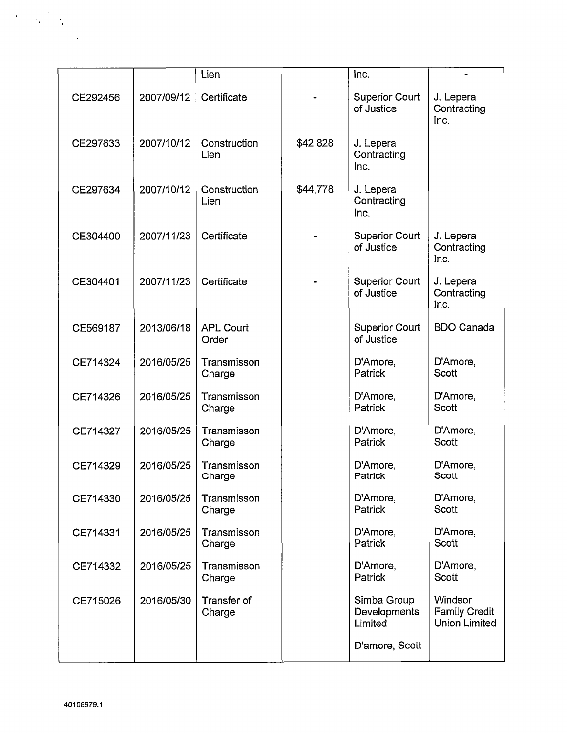| | | Lien | | Inc. | - |
|---|---|---|---|---|---|
| CE292456 | 2007/09/12 | Certificate | - | Superior Court of Justice | J. Lepera Contracting Inc. |
| CE297633 | 2007/10/12 | Construction Lien | $42,828 | J. Lepera Contracting Inc. | |
| CE297634 | 2007/10/12 | Construction Lien | $44,778 | J. Lepera Contracting Inc. | |
| CE304400 | 2007/11/23 | Certificate | - | Superior Court of Justice | J. Lepera Contracting Inc. |
| CE304401 | 2007/11/23 | Certificate | - | Superior Court of Justice | J. Lepera Contracting Inc. |
| CE569187 | 2013/06/18 | APL Court Order | | Superior Court of Justice | BDO Canada |
| CE714324 | 2016/05/25 | Transmisson Charge | | D'Amore, Patrick | D'Amore, Scott |
| CE714326 | 2016/05/25 | Transmisson Charge | | D'Amore, Patrick | D'Amore, Scott |
| CE714327 | 2016/05/25 | Transmisson Charge | | D'Amore, Patrick | D'Amore, Scott |
| CE714329 | 2016/05/25 | Transmisson Charge | | D'Amore, Patrick | D'Amore, Scott |
| CE714330 | 2016/05/25 | Transmisson Charge | | D'Amore, Patrick | D'Amore, Scott |
| CE714331 | 2016/05/25 | Transmisson Charge | | D'Amore, Patrick | D'Amore, Scott |
| CE714332 | 2016/05/25 | Transmisson Charge | | D'Amore, Patrick | D'Amore, Scott |
| CE715026 | 2016/05/30 | Transfer of Charge | | Simba Group Developments Limited<br><br>D'amore, Scott | Windsor Family Credit Union Limited |

40108979.1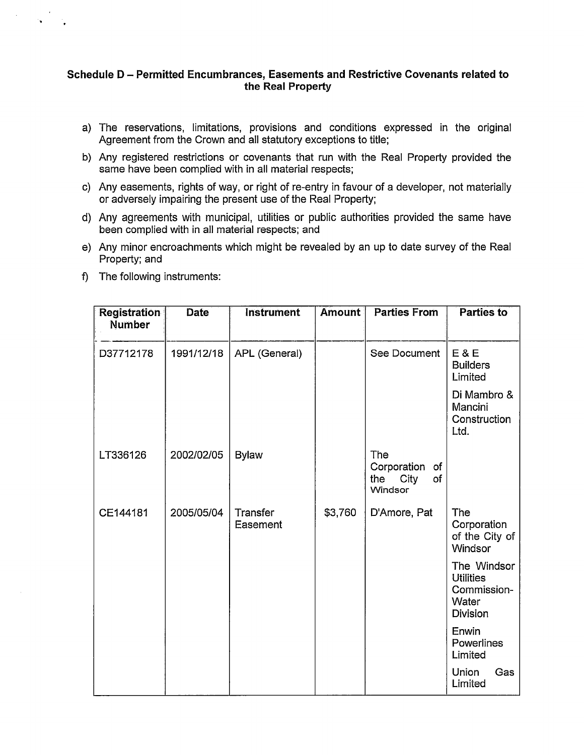### Schedule D – Permitted Encumbrances, Easements and Restrictive Covenants related to the Real Property

a) The reservations, limitations, provisions and conditions expressed in the original Agreement from the Crown and all statutory exceptions to title;

b) Any registered restrictions or covenants that run with the Real Property provided the same have been complied with in all material respects;

c) Any easements, rights of way, or right of re-entry in favour of a developer, not materially or adversely impairing the present use of the Real Property;

d) Any agreements with municipal, utilities or public authorities provided the same have been complied with in all material respects; and

e) Any minor encroachments which might be revealed by an up to date survey of the Real Property; and

f) The following instruments:

| Registration Number | Date | Instrument | Amount | Parties From | Parties to |
|---|---|---|---|---|---|
| D37712178 | 1991/12/18 | APL (General) | | See Document | E & E Builders Limited<br>Di Mambro & Mancini Construction Ltd. |
| LT336126 | 2002/02/05 | Bylaw | | The Corporation of the City of Windsor | |
| CE144181 | 2005/05/04 | Transfer Easement | $3,760 | D'Amore, Pat | The Corporation of the City of Windsor<br>The Windsor Utilities Commission-Water Division<br>Enwin Powerlines Limited<br>Union Gas Limited |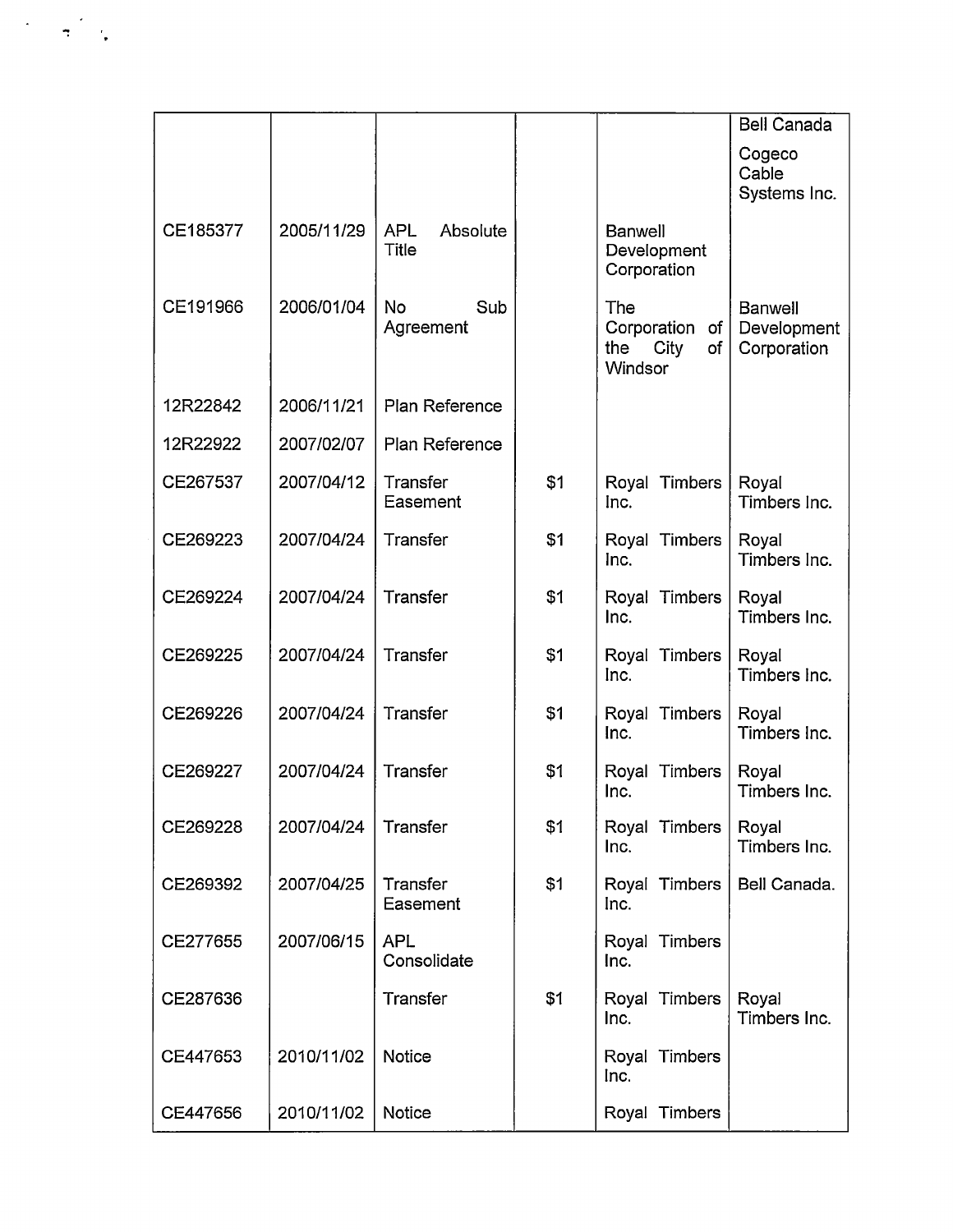| | | | | | |
|---|---|---|---|---|---|
| | | | | | Bell Canada<br>Cogeco Cable Systems Inc. |
| CE185377 | 2005/11/29 | APL Absolute Title | | Banwell Development Corporation | |
| CE191966 | 2006/01/04 | No Sub Agreement | | The Corporation of the City of Windsor | Banwell Development Corporation |
| 12R22842 | 2006/11/21 | Plan Reference | | | |
| 12R22922 | 2007/02/07 | Plan Reference | | | |
| CE267537 | 2007/04/12 | Transfer Easement | $1 | Royal Timbers Inc. | Royal Timbers Inc. |
| CE269223 | 2007/04/24 | Transfer | $1 | Royal Timbers Inc. | Royal Timbers Inc. |
| CE269224 | 2007/04/24 | Transfer | $1 | Royal Timbers Inc. | Royal Timbers Inc. |
| CE269225 | 2007/04/24 | Transfer | $1 | Royal Timbers Inc. | Royal Timbers Inc. |
| CE269226 | 2007/04/24 | Transfer | $1 | Royal Timbers Inc. | Royal Timbers Inc. |
| CE269227 | 2007/04/24 | Transfer | $1 | Royal Timbers Inc. | Royal Timbers Inc. |
| CE269228 | 2007/04/24 | Transfer | $1 | Royal Timbers Inc. | Royal Timbers Inc. |
| CE269392 | 2007/04/25 | Transfer Easement | $1 | Royal Timbers Inc. | Bell Canada. |
| CE277655 | 2007/06/15 | APL Consolidate | | Royal Timbers Inc. | |
| CE287636 | | Transfer | $1 | Royal Timbers Inc. | Royal Timbers Inc. |
| CE447653 | 2010/11/02 | Notice | | Royal Timbers Inc. | |
| CE447656 | 2010/11/02 | Notice | | Royal Timbers | |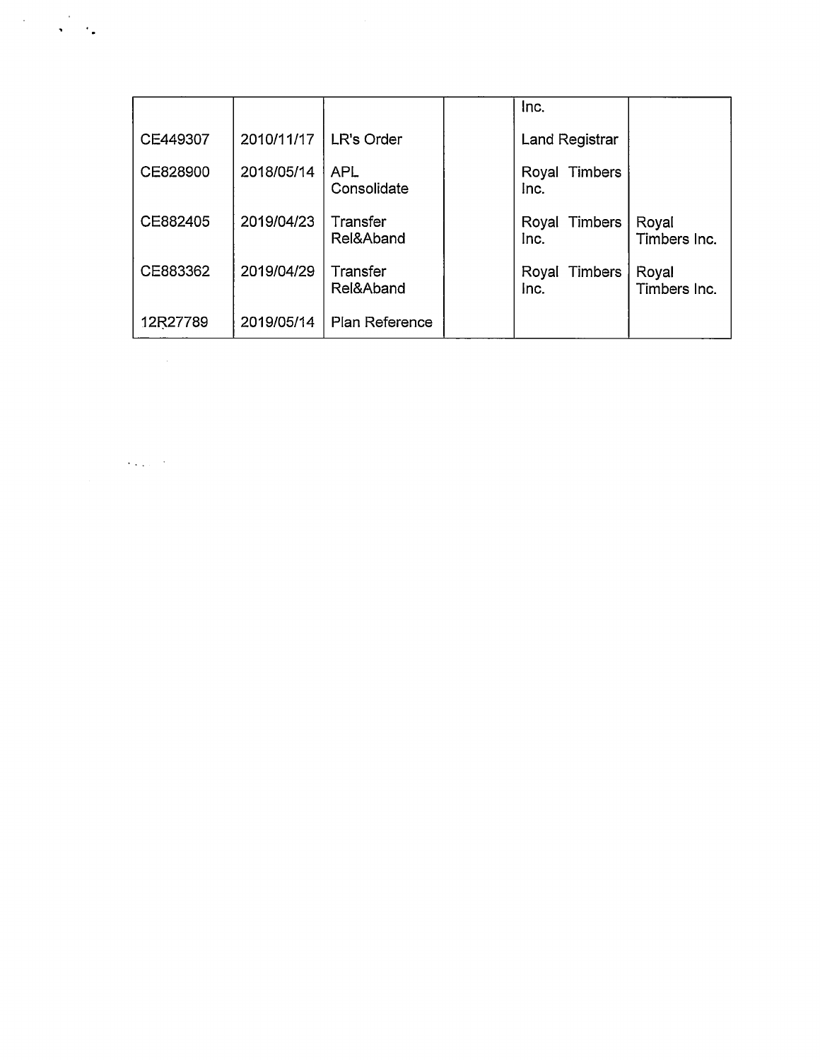| | | | | | |
|---|---|---|---|---|---|
| | | | | Inc. | |
| CE449307 | 2010/11/17 | LR's Order | | Land Registrar | |
| CE828900 | 2018/05/14 | APL Consolidate | | Royal Timbers Inc. | |
| CE882405 | 2019/04/23 | Transfer Rel&Aband | | Royal Timbers Inc. | Royal Timbers Inc. |
| CE883362 | 2019/04/29 | Transfer Rel&Aband | | Royal Timbers Inc. | Royal Timbers Inc. |
| 12R27789 | 2019/05/14 | Plan Reference | | | |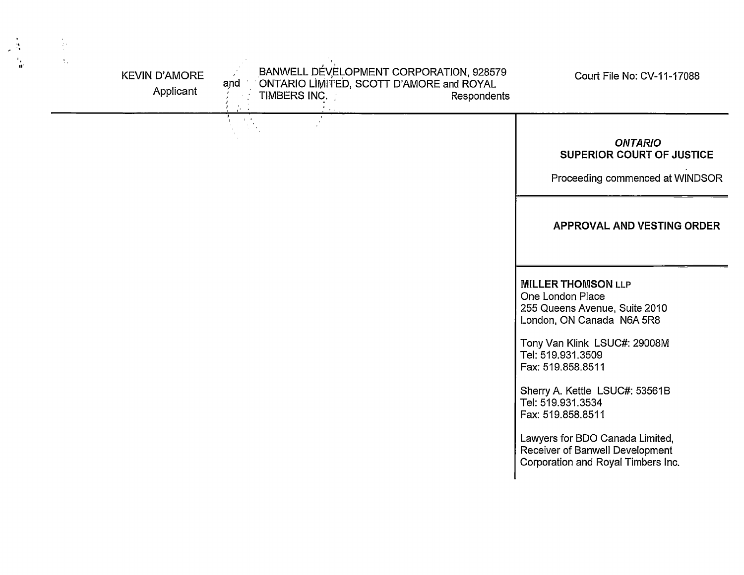KEVIN D'AMORE
Applicant

and

BANWELL DEVELOPMENT CORPORATION, 928579 ONTARIO LIMITED, SCOTT D'AMORE and ROYAL TIMBERS INC.
Respondents

Court File No: CV-11-17088

***ONTARIO***
**SUPERIOR COURT OF JUSTICE**

Proceeding commenced at WINDSOR

**APPROVAL AND VESTING ORDER**

**MILLER THOMSON LLP**
One London Place
255 Queens Avenue, Suite 2010
London, ON Canada N6A 5R8

Tony Van Klink LSUC#: 29008M
Tel: 519.931.3509
Fax: 519.858.8511

Sherry A. Kettle LSUC#: 53561B
Tel: 519.931.3534
Fax: 519.858.8511

Lawyers for BDO Canada Limited, Receiver of Banwell Development Corporation and Royal Timbers Inc.